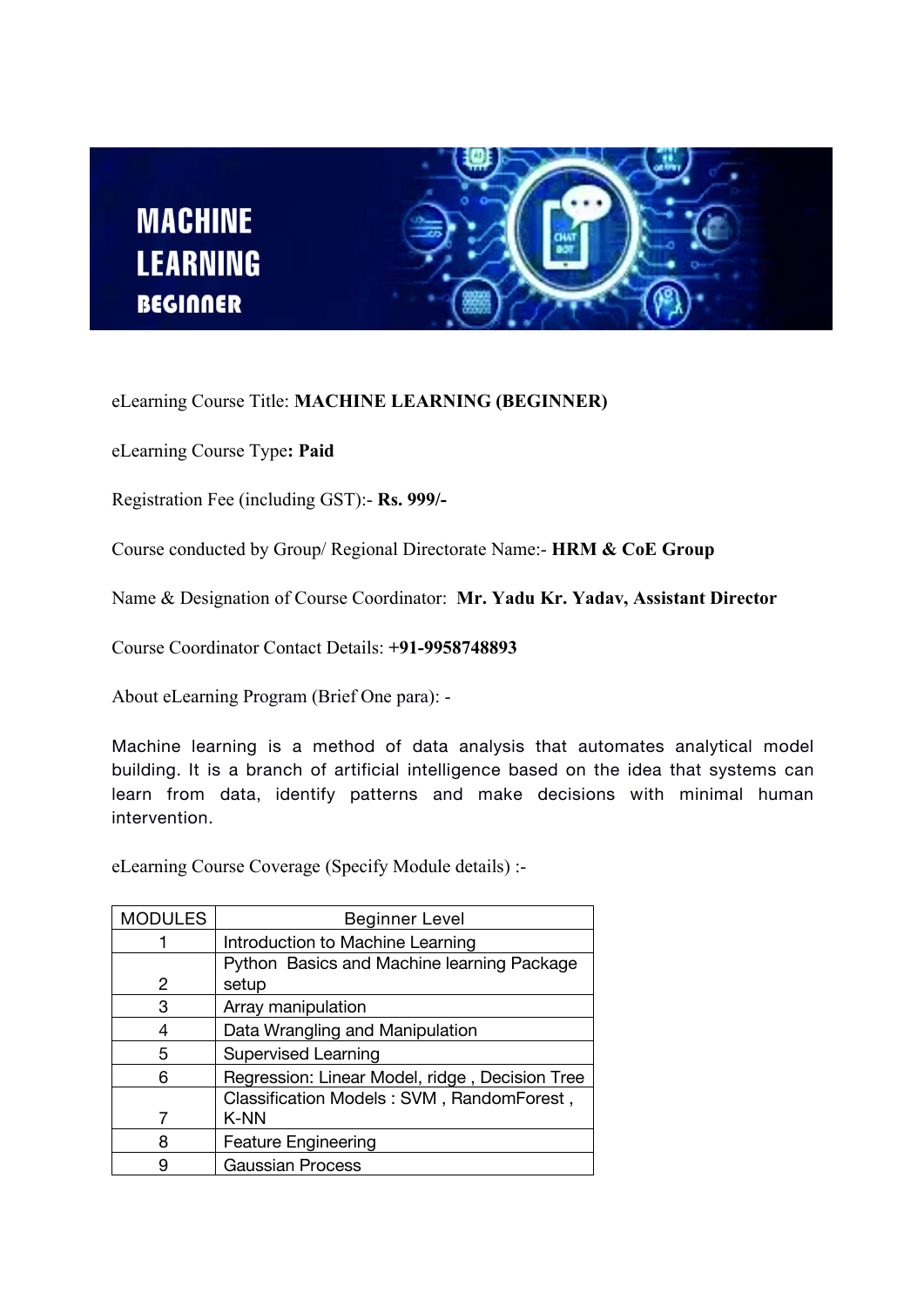# MACHINE LEARNING
## BEGINNER

eLearning Course Title: **MACHINE LEARNING (BEGINNER)**

eLearning Course Type**: Paid**

Registration Fee (including GST):- **Rs. 999/-**

Course conducted by Group/ Regional Directorate Name:- **HRM & CoE Group**

Name & Designation of Course Coordinator: **Mr. Yadu Kr. Yadav, Assistant Director**

Course Coordinator Contact Details: **+91-9958748893**

About eLearning Program (Brief One para): -

Machine learning is a method of data analysis that automates analytical model building. It is a branch of artificial intelligence based on the idea that systems can learn from data, identify patterns and make decisions with minimal human intervention.

eLearning Course Coverage (Specify Module details) :-

| MODULES | Beginner Level |
|---|---|
| 1 | Introduction to Machine Learning |
| 2 | Python Basics and Machine learning Package setup |
| 3 | Array manipulation |
| 4 | Data Wrangling and Manipulation |
| 5 | Supervised Learning |
| 6 | Regression: Linear Model, ridge , Decision Tree |
| 7 | Classification Models : SVM , RandomForest , K-NN |
| 8 | Feature Engineering |
| 9 | Gaussian Process |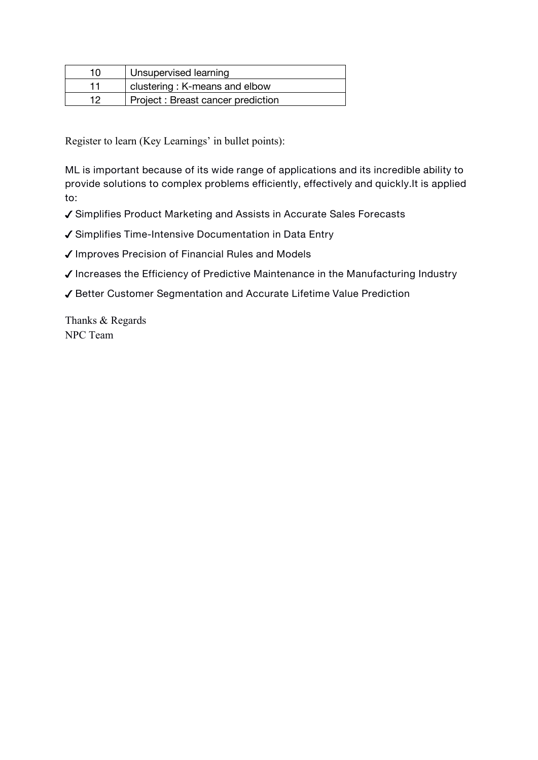| | |
|---|---|
| 10 | Unsupervised learning |
| 11 | clustering : K-means and elbow |
| 12 | Project : Breast cancer prediction |

Register to learn (Key Learnings' in bullet points):

ML is important because of its wide range of applications and its incredible ability to provide solutions to complex problems efficiently, effectively and quickly.It is applied to:

✔ Simplifies Product Marketing and Assists in Accurate Sales Forecasts

✔ Simplifies Time-Intensive Documentation in Data Entry

✔ Improves Precision of Financial Rules and Models

✔ Increases the Efficiency of Predictive Maintenance in the Manufacturing Industry

✔ Better Customer Segmentation and Accurate Lifetime Value Prediction

Thanks & Regards
NPC Team